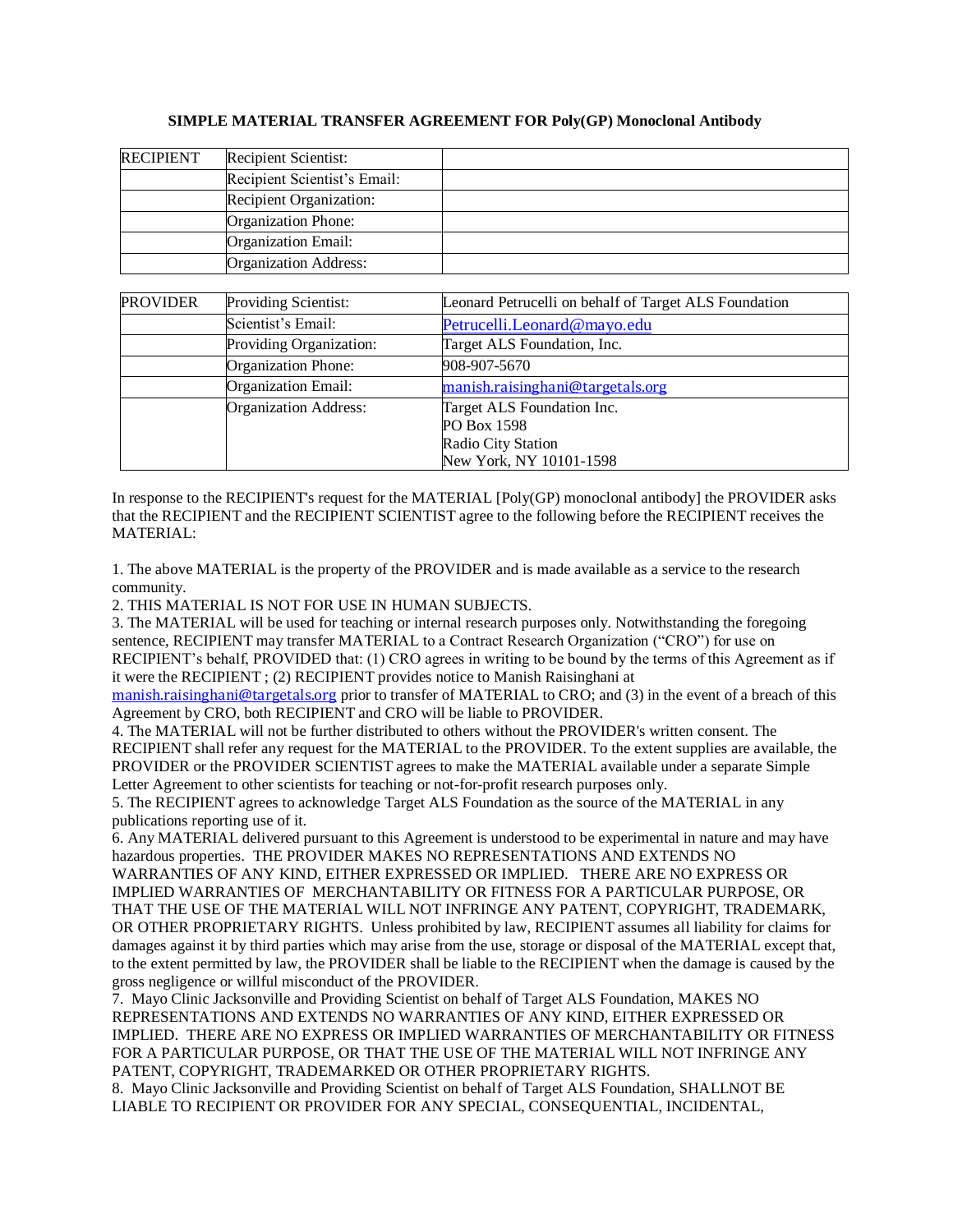**SIMPLE MATERIAL TRANSFER AGREEMENT FOR Poly(GP) Monoclonal Antibody**

| RECIPIENT | Recipient Scientist: | |
|---|---|---|
| | Recipient Scientist's Email: | |
| | Recipient Organization: | |
| | Organization Phone: | |
| | Organization Email: | |
| | Organization Address: | |

| PROVIDER | Providing Scientist: | Leonard Petrucelli on behalf of Target ALS Foundation |
|---|---|---|
| | Scientist's Email: | Petrucelli.Leonard@mayo.edu |
| | Providing Organization: | Target ALS Foundation, Inc. |
| | Organization Phone: | 908-907-5670 |
| | Organization Email: | manish.raisinghani@targetals.org |
| | Organization Address: | Target ALS Foundation Inc.<br>PO Box 1598<br>Radio City Station<br>New York, NY 10101-1598 |

In response to the RECIPIENT's request for the MATERIAL [Poly(GP) monoclonal antibody] the PROVIDER asks that the RECIPIENT and the RECIPIENT SCIENTIST agree to the following before the RECIPIENT receives the MATERIAL:

1. The above MATERIAL is the property of the PROVIDER and is made available as a service to the research community.
2. THIS MATERIAL IS NOT FOR USE IN HUMAN SUBJECTS.
3. The MATERIAL will be used for teaching or internal research purposes only. Notwithstanding the foregoing sentence, RECIPIENT may transfer MATERIAL to a Contract Research Organization ("CRO") for use on RECIPIENT's behalf, PROVIDED that: (1) CRO agrees in writing to be bound by the terms of this Agreement as if it were the RECIPIENT ; (2) RECIPIENT provides notice to Manish Raisinghani at manish.raisinghani@targetals.org prior to transfer of MATERIAL to CRO; and (3) in the event of a breach of this Agreement by CRO, both RECIPIENT and CRO will be liable to PROVIDER.
4. The MATERIAL will not be further distributed to others without the PROVIDER's written consent. The RECIPIENT shall refer any request for the MATERIAL to the PROVIDER. To the extent supplies are available, the PROVIDER or the PROVIDER SCIENTIST agrees to make the MATERIAL available under a separate Simple Letter Agreement to other scientists for teaching or not-for-profit research purposes only.
5. The RECIPIENT agrees to acknowledge Target ALS Foundation as the source of the MATERIAL in any publications reporting use of it.
6. Any MATERIAL delivered pursuant to this Agreement is understood to be experimental in nature and may have hazardous properties. THE PROVIDER MAKES NO REPRESENTATIONS AND EXTENDS NO WARRANTIES OF ANY KIND, EITHER EXPRESSED OR IMPLIED. THERE ARE NO EXPRESS OR IMPLIED WARRANTIES OF MERCHANTABILITY OR FITNESS FOR A PARTICULAR PURPOSE, OR THAT THE USE OF THE MATERIAL WILL NOT INFRINGE ANY PATENT, COPYRIGHT, TRADEMARK, OR OTHER PROPRIETARY RIGHTS. Unless prohibited by law, RECIPIENT assumes all liability for claims for damages against it by third parties which may arise from the use, storage or disposal of the MATERIAL except that, to the extent permitted by law, the PROVIDER shall be liable to the RECIPIENT when the damage is caused by the gross negligence or willful misconduct of the PROVIDER.
7. Mayo Clinic Jacksonville and Providing Scientist on behalf of Target ALS Foundation, MAKES NO REPRESENTATIONS AND EXTENDS NO WARRANTIES OF ANY KIND, EITHER EXPRESSED OR IMPLIED. THERE ARE NO EXPRESS OR IMPLIED WARRANTIES OF MERCHANTABILITY OR FITNESS FOR A PARTICULAR PURPOSE, OR THAT THE USE OF THE MATERIAL WILL NOT INFRINGE ANY PATENT, COPYRIGHT, TRADEMARKED OR OTHER PROPRIETARY RIGHTS.
8. Mayo Clinic Jacksonville and Providing Scientist on behalf of Target ALS Foundation, SHALLNOT BE LIABLE TO RECIPIENT OR PROVIDER FOR ANY SPECIAL, CONSEQUENTIAL, INCIDENTAL,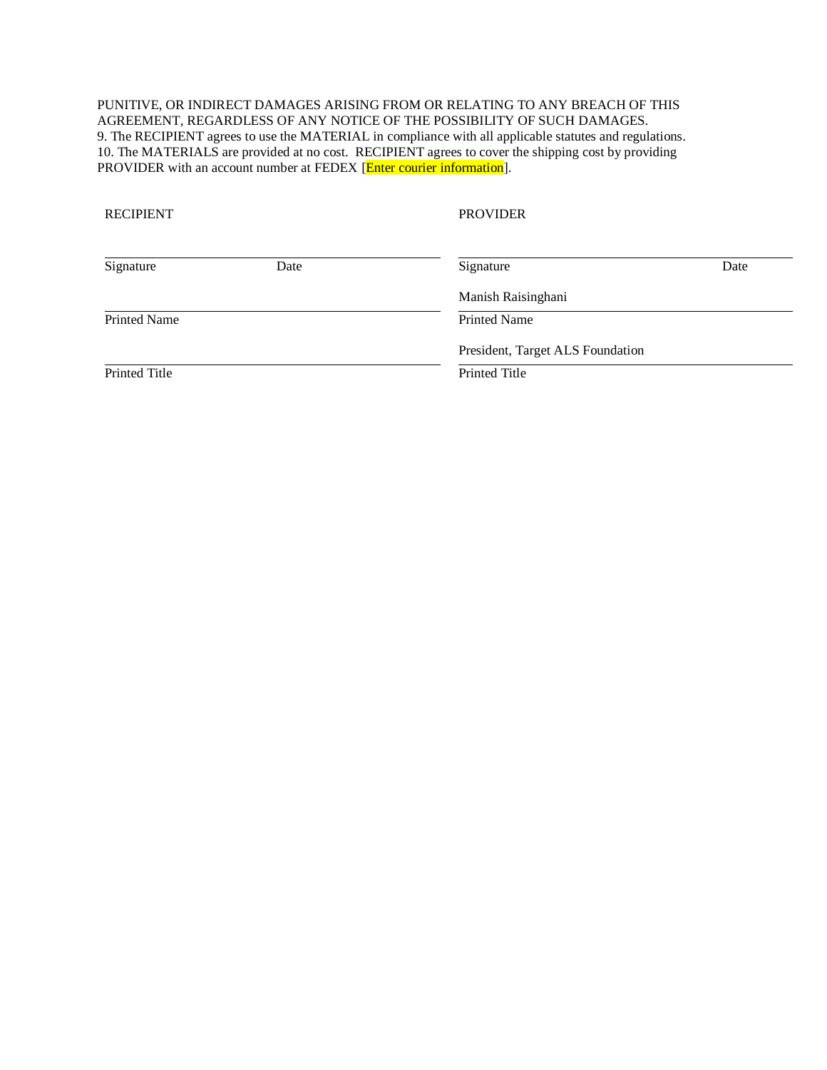PUNITIVE, OR INDIRECT DAMAGES ARISING FROM OR RELATING TO ANY BREACH OF THIS AGREEMENT, REGARDLESS OF ANY NOTICE OF THE POSSIBILITY OF SUCH DAMAGES.
9. The RECIPIENT agrees to use the MATERIAL in compliance with all applicable statutes and regulations.
10. The MATERIALS are provided at no cost. RECIPIENT agrees to cover the shipping cost by providing PROVIDER with an account number at FEDEX [Enter courier information].

| | |
|---|---|
| RECIPIENT | PROVIDER |
| | |
| Signature Date | Signature Date |
| | Manish Raisinghani |
| Printed Name | Printed Name |
| | President, Target ALS Foundation |
| Printed Title | Printed Title |